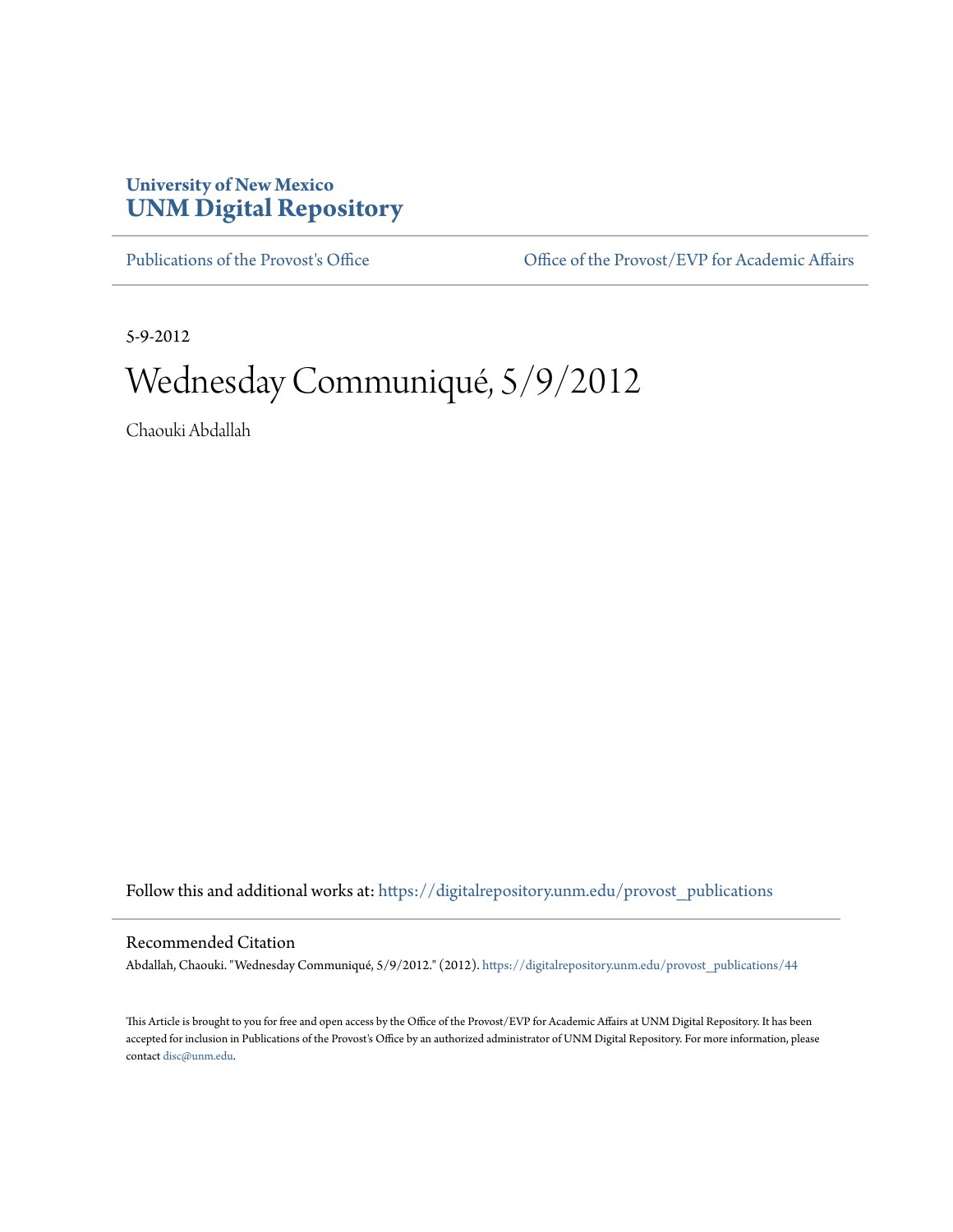**University of New Mexico**
**UNM Digital Repository**

Publications of the Provost's Office | Office of the Provost/EVP for Academic Affairs

5-9-2012

# Wednesday Communiqué, 5/9/2012

Chaouki Abdallah

Follow this and additional works at: https://digitalrepository.unm.edu/provost_publications

## Recommended Citation

Abdallah, Chaouki. "Wednesday Communiqué, 5/9/2012." (2012). https://digitalrepository.unm.edu/provost_publications/44

This Article is brought to you for free and open access by the Office of the Provost/EVP for Academic Affairs at UNM Digital Repository. It has been accepted for inclusion in Publications of the Provost's Office by an authorized administrator of UNM Digital Repository. For more information, please contact disc@unm.edu.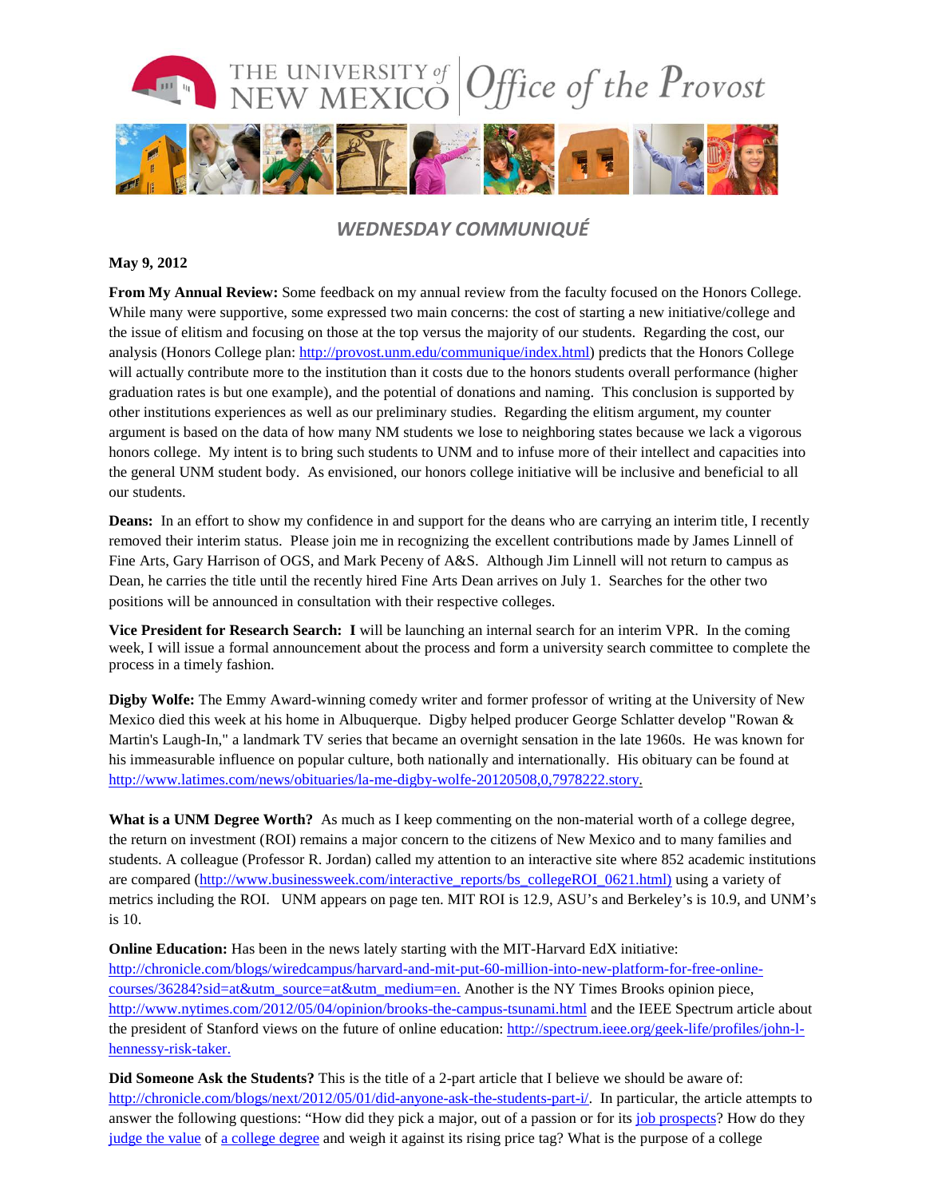## *WEDNESDAY COMMUNIQUÉ*

**May 9, 2012**

**From My Annual Review:** Some feedback on my annual review from the faculty focused on the Honors College. While many were supportive, some expressed two main concerns: the cost of starting a new initiative/college and the issue of elitism and focusing on those at the top versus the majority of our students. Regarding the cost, our analysis (Honors College plan: http://provost.unm.edu/communique/index.html) predicts that the Honors College will actually contribute more to the institution than it costs due to the honors students overall performance (higher graduation rates is but one example), and the potential of donations and naming. This conclusion is supported by other institutions experiences as well as our preliminary studies. Regarding the elitism argument, my counter argument is based on the data of how many NM students we lose to neighboring states because we lack a vigorous honors college. My intent is to bring such students to UNM and to infuse more of their intellect and capacities into the general UNM student body. As envisioned, our honors college initiative will be inclusive and beneficial to all our students.

**Deans:** In an effort to show my confidence in and support for the deans who are carrying an interim title, I recently removed their interim status. Please join me in recognizing the excellent contributions made by James Linnell of Fine Arts, Gary Harrison of OGS, and Mark Peceny of A&S. Although Jim Linnell will not return to campus as Dean, he carries the title until the recently hired Fine Arts Dean arrives on July 1. Searches for the other two positions will be announced in consultation with their respective colleges.

**Vice President for Research Search: I** will be launching an internal search for an interim VPR. In the coming week, I will issue a formal announcement about the process and form a university search committee to complete the process in a timely fashion.

**Digby Wolfe:** The Emmy Award-winning comedy writer and former professor of writing at the University of New Mexico died this week at his home in Albuquerque. Digby helped producer George Schlatter develop "Rowan & Martin's Laugh-In," a landmark TV series that became an overnight sensation in the late 1960s. He was known for his immeasurable influence on popular culture, both nationally and internationally. His obituary can be found at http://www.latimes.com/news/obituaries/la-me-digby-wolfe-20120508,0,7978222.story.

**What is a UNM Degree Worth?** As much as I keep commenting on the non-material worth of a college degree, the return on investment (ROI) remains a major concern to the citizens of New Mexico and to many families and students. A colleague (Professor R. Jordan) called my attention to an interactive site where 852 academic institutions are compared (http://www.businessweek.com/interactive_reports/bs_collegeROI_0621.html) using a variety of metrics including the ROI. UNM appears on page ten. MIT ROI is 12.9, ASU's and Berkeley's is 10.9, and UNM's is 10.

**Online Education:** Has been in the news lately starting with the MIT-Harvard EdX initiative: http://chronicle.com/blogs/wiredcampus/harvard-and-mit-put-60-million-into-new-platform-for-free-online-courses/36284?sid=at&utm_source=at&utm_medium=en. Another is the NY Times Brooks opinion piece, http://www.nytimes.com/2012/05/04/opinion/brooks-the-campus-tsunami.html and the IEEE Spectrum article about the president of Stanford views on the future of online education: http://spectrum.ieee.org/geek-life/profiles/john-l-hennessy-risk-taker.

**Did Someone Ask the Students?** This is the title of a 2-part article that I believe we should be aware of: http://chronicle.com/blogs/next/2012/05/01/did-anyone-ask-the-students-part-i/. In particular, the article attempts to answer the following questions: "How did they pick a major, out of a passion or for its job prospects? How do they judge the value of a college degree and weigh it against its rising price tag? What is the purpose of a college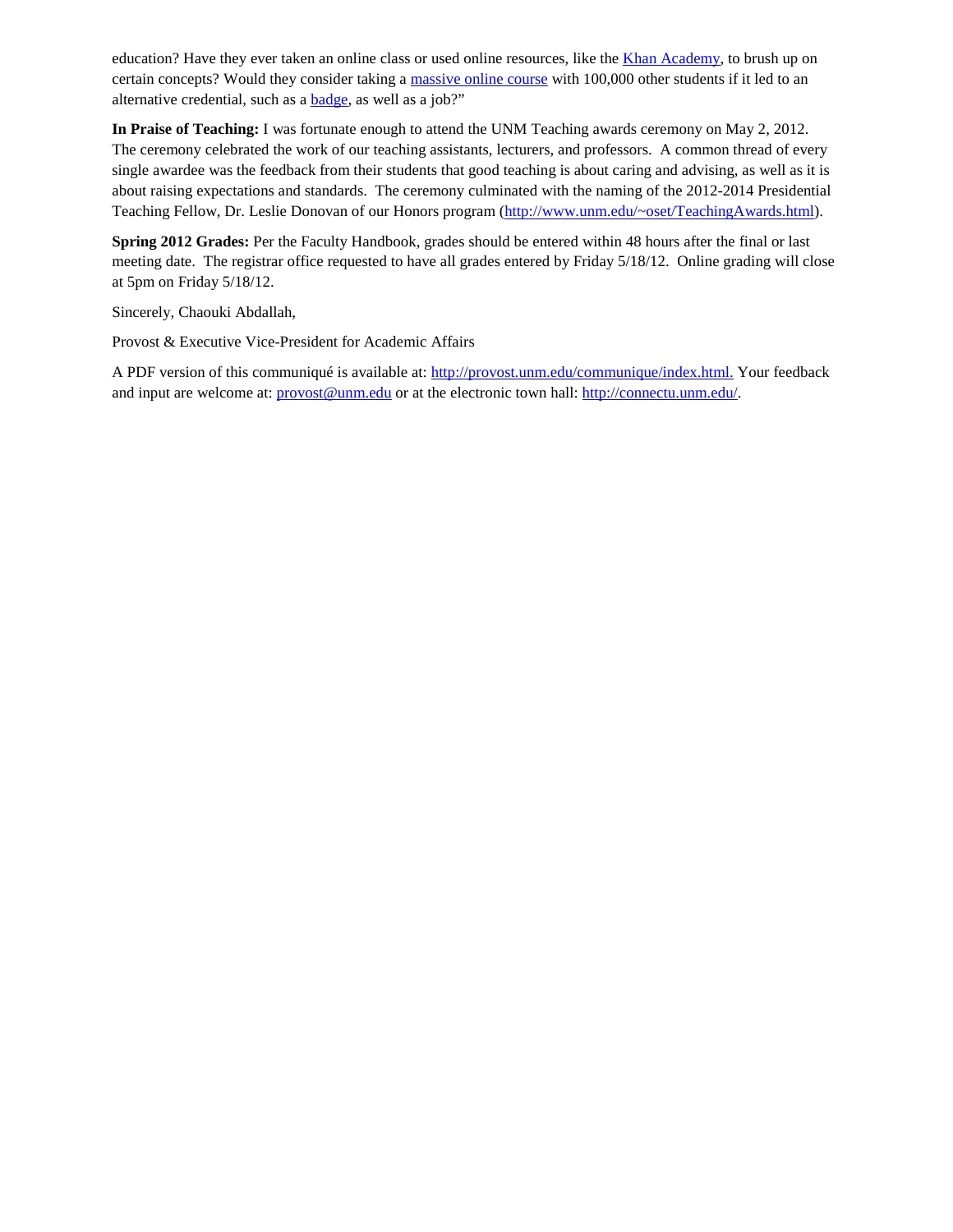education? Have they ever taken an online class or used online resources, like the Khan Academy, to brush up on certain concepts? Would they consider taking a massive online course with 100,000 other students if it led to an alternative credential, such as a badge, as well as a job?"

**In Praise of Teaching:** I was fortunate enough to attend the UNM Teaching awards ceremony on May 2, 2012. The ceremony celebrated the work of our teaching assistants, lecturers, and professors. A common thread of every single awardee was the feedback from their students that good teaching is about caring and advising, as well as it is about raising expectations and standards. The ceremony culminated with the naming of the 2012-2014 Presidential Teaching Fellow, Dr. Leslie Donovan of our Honors program (http://www.unm.edu/~oset/TeachingAwards.html).

**Spring 2012 Grades:** Per the Faculty Handbook, grades should be entered within 48 hours after the final or last meeting date. The registrar office requested to have all grades entered by Friday 5/18/12. Online grading will close at 5pm on Friday 5/18/12.

Sincerely, Chaouki Abdallah,

Provost & Executive Vice-President for Academic Affairs

A PDF version of this communiqué is available at: http://provost.unm.edu/communique/index.html. Your feedback and input are welcome at: provost@unm.edu or at the electronic town hall: http://connectu.unm.edu/.